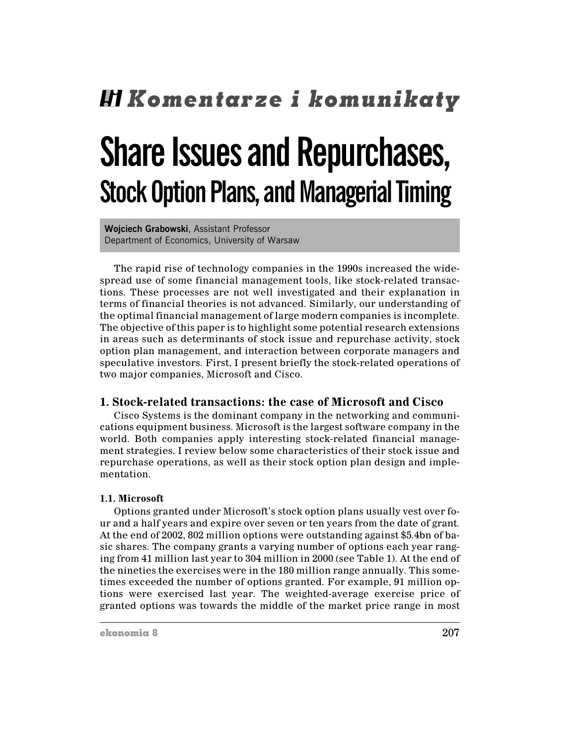# Komentarze i komunikaty

# Share Issues and Repurchases, Stock Option Plans, and Managerial Timing

**Wojciech Grabowski**, Assistant Professor
Department of Economics, University of Warsaw

The rapid rise of technology companies in the 1990s increased the widespread use of some financial management tools, like stock-related transactions. These processes are not well investigated and their explanation in terms of financial theories is not advanced. Similarly, our understanding of the optimal financial management of large modern companies is incomplete. The objective of this paper is to highlight some potential research extensions in areas such as determinants of stock issue and repurchase activity, stock option plan management, and interaction between corporate managers and speculative investors. First, I present briefly the stock-related operations of two major companies, Microsoft and Cisco.

## 1. Stock-related transactions: the case of Microsoft and Cisco

Cisco Systems is the dominant company in the networking and communications equipment business. Microsoft is the largest software company in the world. Both companies apply interesting stock-related financial management strategies. I review below some characteristics of their stock issue and repurchase operations, as well as their stock option plan design and implementation.

### 1.1. Microsoft

Options granted under Microsoft's stock option plans usually vest over four and a half years and expire over seven or ten years from the date of grant. At the end of 2002, 802 million options were outstanding against $5.4bn of basic shares. The company grants a varying number of options each year ranging from 41 million last year to 304 million in 2000 (see Table 1). At the end of the nineties the exercises were in the 180 million range annually. This sometimes exceeded the number of options granted. For example, 91 million options were exercised last year. The weighted-average exercise price of granted options was towards the middle of the market price range in most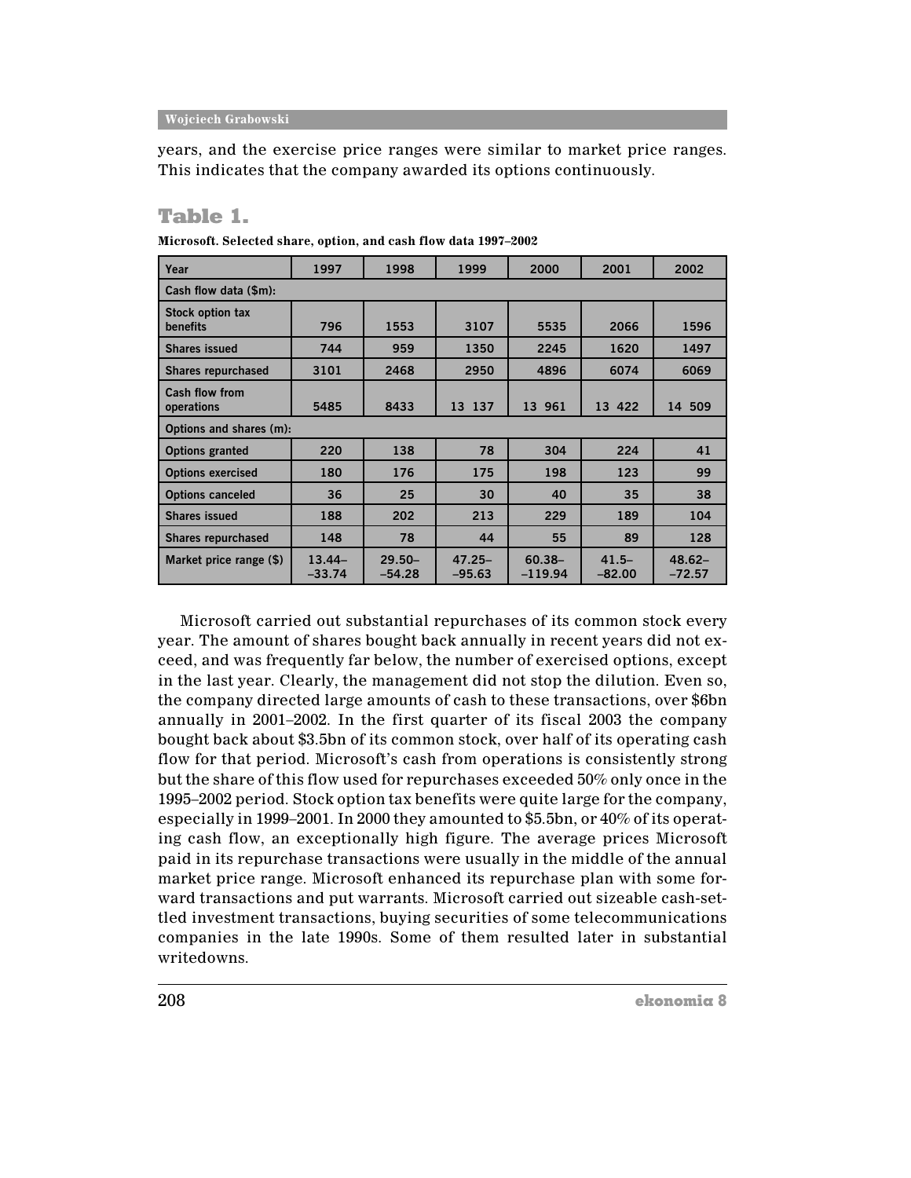years, and the exercise price ranges were similar to market price ranges. This indicates that the company awarded its options continuously.

## Table 1.

**Microsoft. Selected share, option, and cash flow data 1997–2002**

| Year | 1997 | 1998 | 1999 | 2000 | 2001 | 2002 |
|---|---|---|---|---|---|---|
| Cash flow data ($m): | | | | | | |
| Stock option tax benefits | 796 | 1553 | 3107 | 5535 | 2066 | 1596 |
| Shares issued | 744 | 959 | 1350 | 2245 | 1620 | 1497 |
| Shares repurchased | 3101 | 2468 | 2950 | 4896 | 6074 | 6069 |
| Cash flow from operations | 5485 | 8433 | 13 137 | 13 961 | 13 422 | 14 509 |
| Options and shares (m): | | | | | | |
| Options granted | 220 | 138 | 78 | 304 | 224 | 41 |
| Options exercised | 180 | 176 | 175 | 198 | 123 | 99 |
| Options canceled | 36 | 25 | 30 | 40 | 35 | 38 |
| Shares issued | 188 | 202 | 213 | 229 | 189 | 104 |
| Shares repurchased | 148 | 78 | 44 | 55 | 89 | 128 |
| Market price range ($) | 13.44–33.74 | 29.50–54.28 | 47.25–95.63 | 60.38–119.94 | 41.5–82.00 | 48.62–72.57 |

Microsoft carried out substantial repurchases of its common stock every year. The amount of shares bought back annually in recent years did not exceed, and was frequently far below, the number of exercised options, except in the last year. Clearly, the management did not stop the dilution. Even so, the company directed large amounts of cash to these transactions, over $6bn annually in 2001–2002. In the first quarter of its fiscal 2003 the company bought back about $3.5bn of its common stock, over half of its operating cash flow for that period. Microsoft's cash from operations is consistently strong but the share of this flow used for repurchases exceeded 50% only once in the 1995–2002 period. Stock option tax benefits were quite large for the company, especially in 1999–2001. In 2000 they amounted to $5.5bn, or 40% of its operating cash flow, an exceptionally high figure. The average prices Microsoft paid in its repurchase transactions were usually in the middle of the annual market price range. Microsoft enhanced its repurchase plan with some forward transactions and put warrants. Microsoft carried out sizeable cash-settled investment transactions, buying securities of some telecommunications companies in the late 1990s. Some of them resulted later in substantial writedowns.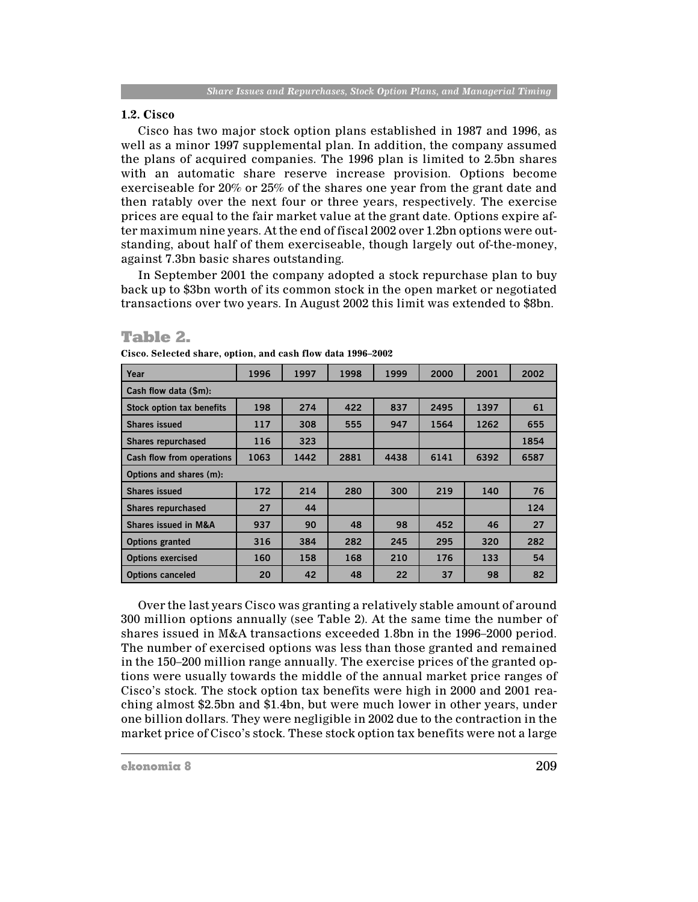### 1.2. Cisco

Cisco has two major stock option plans established in 1987 and 1996, as well as a minor 1997 supplemental plan. In addition, the company assumed the plans of acquired companies. The 1996 plan is limited to 2.5bn shares with an automatic share reserve increase provision. Options become exerciseable for 20% or 25% of the shares one year from the grant date and then ratably over the next four or three years, respectively. The exercise prices are equal to the fair market value at the grant date. Options expire after maximum nine years. At the end of fiscal 2002 over 1.2bn options were outstanding, about half of them exerciseable, though largely out of-the-money, against 7.3bn basic shares outstanding.

In September 2001 the company adopted a stock repurchase plan to buy back up to $3bn worth of its common stock in the open market or negotiated transactions over two years. In August 2002 this limit was extended to $8bn.

## Table 2.

**Cisco. Selected share, option, and cash flow data 1996–2002**

| Year | 1996 | 1997 | 1998 | 1999 | 2000 | 2001 | 2002 |
|---|---|---|---|---|---|---|---|
| Cash flow data ($m): | | | | | | | |
| Stock option tax benefits | 198 | 274 | 422 | 837 | 2495 | 1397 | 61 |
| Shares issued | 117 | 308 | 555 | 947 | 1564 | 1262 | 655 |
| Shares repurchased | 116 | 323 | | | | | 1854 |
| Cash flow from operations | 1063 | 1442 | 2881 | 4438 | 6141 | 6392 | 6587 |
| Options and shares (m): | | | | | | | |
| Shares issued | 172 | 214 | 280 | 300 | 219 | 140 | 76 |
| Shares repurchased | 27 | 44 | | | | | 124 |
| Shares issued in M&A | 937 | 90 | 48 | 98 | 452 | 46 | 27 |
| Options granted | 316 | 384 | 282 | 245 | 295 | 320 | 282 |
| Options exercised | 160 | 158 | 168 | 210 | 176 | 133 | 54 |
| Options canceled | 20 | 42 | 48 | 22 | 37 | 98 | 82 |

Over the last years Cisco was granting a relatively stable amount of around 300 million options annually (see Table 2). At the same time the number of shares issued in M&A transactions exceeded 1.8bn in the 1996–2000 period. The number of exercised options was less than those granted and remained in the 150–200 million range annually. The exercise prices of the granted options were usually towards the middle of the annual market price ranges of Cisco's stock. The stock option tax benefits were high in 2000 and 2001 reaching almost $2.5bn and $1.4bn, but were much lower in other years, under one billion dollars. They were negligible in 2002 due to the contraction in the market price of Cisco's stock. These stock option tax benefits were not a large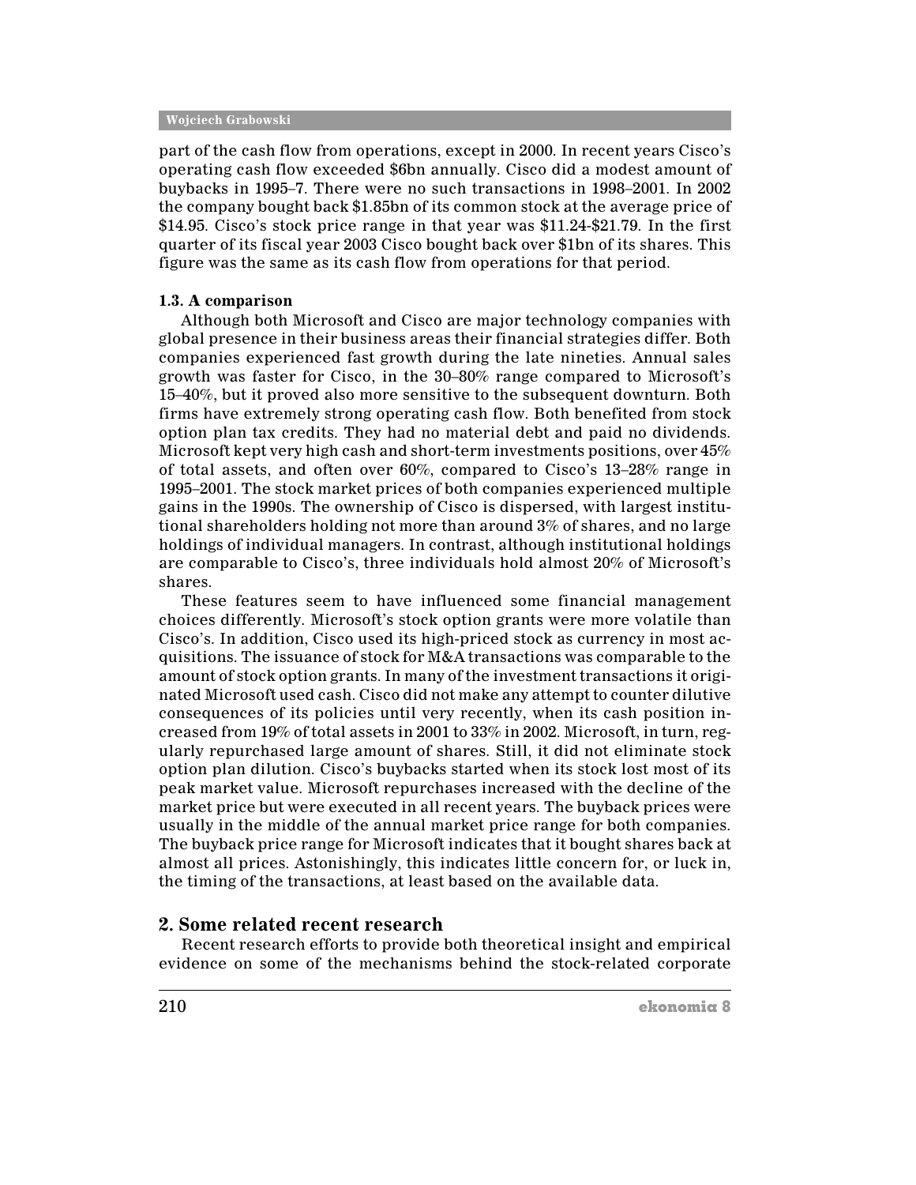part of the cash flow from operations, except in 2000. In recent years Cisco's operating cash flow exceeded $6bn annually. Cisco did a modest amount of buybacks in 1995–7. There were no such transactions in 1998–2001. In 2002 the company bought back $1.85bn of its common stock at the average price of $14.95. Cisco's stock price range in that year was $11.24-$21.79. In the first quarter of its fiscal year 2003 Cisco bought back over $1bn of its shares. This figure was the same as its cash flow from operations for that period.

### 1.3. A comparison

Although both Microsoft and Cisco are major technology companies with global presence in their business areas their financial strategies differ. Both companies experienced fast growth during the late nineties. Annual sales growth was faster for Cisco, in the 30–80% range compared to Microsoft's 15–40%, but it proved also more sensitive to the subsequent downturn. Both firms have extremely strong operating cash flow. Both benefited from stock option plan tax credits. They had no material debt and paid no dividends. Microsoft kept very high cash and short-term investments positions, over 45% of total assets, and often over 60%, compared to Cisco's 13–28% range in 1995–2001. The stock market prices of both companies experienced multiple gains in the 1990s. The ownership of Cisco is dispersed, with largest institutional shareholders holding not more than around 3% of shares, and no large holdings of individual managers. In contrast, although institutional holdings are comparable to Cisco's, three individuals hold almost 20% of Microsoft's shares.

These features seem to have influenced some financial management choices differently. Microsoft's stock option grants were more volatile than Cisco's. In addition, Cisco used its high-priced stock as currency in most acquisitions. The issuance of stock for M&A transactions was comparable to the amount of stock option grants. In many of the investment transactions it originated Microsoft used cash. Cisco did not make any attempt to counter dilutive consequences of its policies until very recently, when its cash position increased from 19% of total assets in 2001 to 33% in 2002. Microsoft, in turn, regularly repurchased large amount of shares. Still, it did not eliminate stock option plan dilution. Cisco's buybacks started when its stock lost most of its peak market value. Microsoft repurchases increased with the decline of the market price but were executed in all recent years. The buyback prices were usually in the middle of the annual market price range for both companies. The buyback price range for Microsoft indicates that it bought shares back at almost all prices. Astonishingly, this indicates little concern for, or luck in, the timing of the transactions, at least based on the available data.

## 2. Some related recent research

Recent research efforts to provide both theoretical insight and empirical evidence on some of the mechanisms behind the stock-related corporate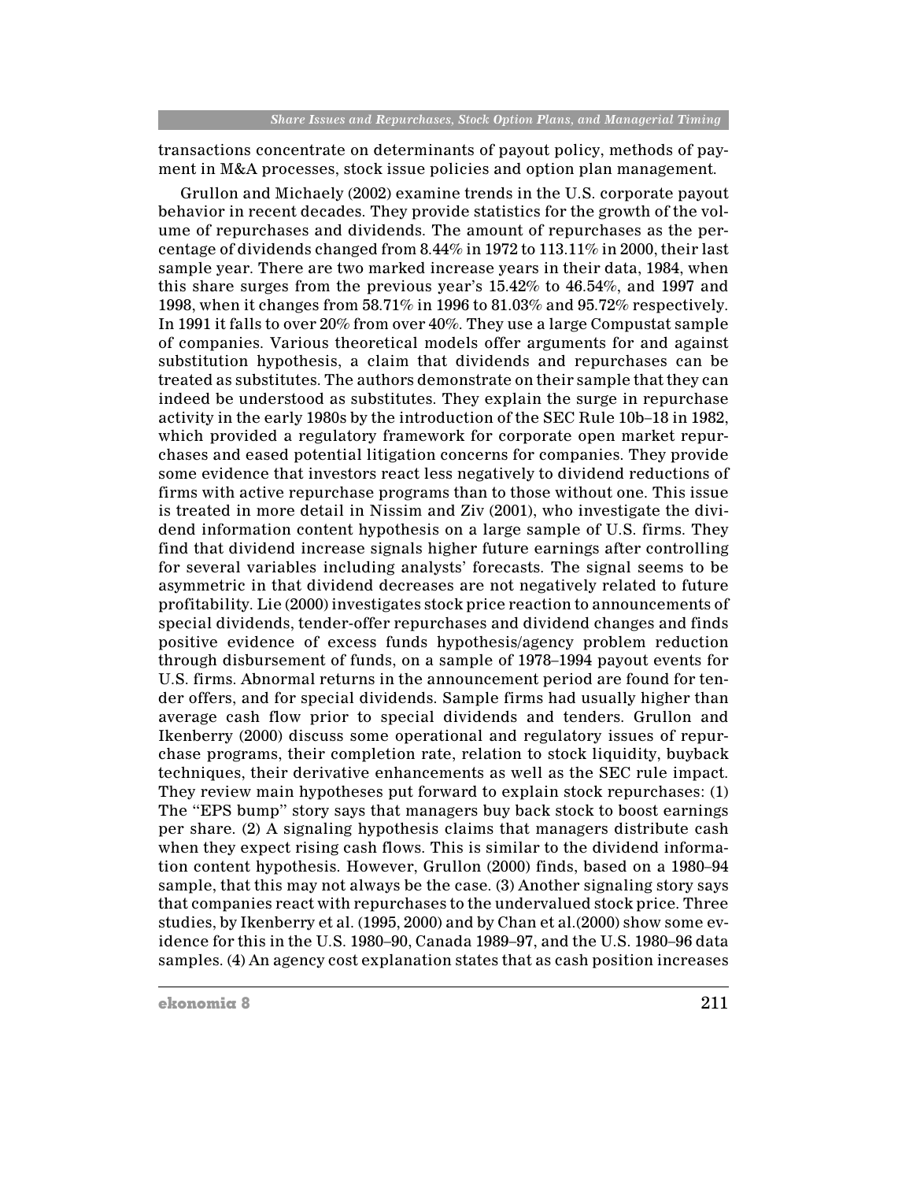transactions concentrate on determinants of payout policy, methods of payment in M&A processes, stock issue policies and option plan management.

Grullon and Michaely (2002) examine trends in the U.S. corporate payout behavior in recent decades. They provide statistics for the growth of the volume of repurchases and dividends. The amount of repurchases as the percentage of dividends changed from 8.44% in 1972 to 113.11% in 2000, their last sample year. There are two marked increase years in their data, 1984, when this share surges from the previous year's 15.42% to 46.54%, and 1997 and 1998, when it changes from 58.71% in 1996 to 81.03% and 95.72% respectively. In 1991 it falls to over 20% from over 40%. They use a large Compustat sample of companies. Various theoretical models offer arguments for and against substitution hypothesis, a claim that dividends and repurchases can be treated as substitutes. The authors demonstrate on their sample that they can indeed be understood as substitutes. They explain the surge in repurchase activity in the early 1980s by the introduction of the SEC Rule 10b–18 in 1982, which provided a regulatory framework for corporate open market repurchases and eased potential litigation concerns for companies. They provide some evidence that investors react less negatively to dividend reductions of firms with active repurchase programs than to those without one. This issue is treated in more detail in Nissim and Ziv (2001), who investigate the dividend information content hypothesis on a large sample of U.S. firms. They find that dividend increase signals higher future earnings after controlling for several variables including analysts' forecasts. The signal seems to be asymmetric in that dividend decreases are not negatively related to future profitability. Lie (2000) investigates stock price reaction to announcements of special dividends, tender-offer repurchases and dividend changes and finds positive evidence of excess funds hypothesis/agency problem reduction through disbursement of funds, on a sample of 1978–1994 payout events for U.S. firms. Abnormal returns in the announcement period are found for tender offers, and for special dividends. Sample firms had usually higher than average cash flow prior to special dividends and tenders. Grullon and Ikenberry (2000) discuss some operational and regulatory issues of repurchase programs, their completion rate, relation to stock liquidity, buyback techniques, their derivative enhancements as well as the SEC rule impact. They review main hypotheses put forward to explain stock repurchases: (1) The "EPS bump" story says that managers buy back stock to boost earnings per share. (2) A signaling hypothesis claims that managers distribute cash when they expect rising cash flows. This is similar to the dividend information content hypothesis. However, Grullon (2000) finds, based on a 1980–94 sample, that this may not always be the case. (3) Another signaling story says that companies react with repurchases to the undervalued stock price. Three studies, by Ikenberry et al. (1995, 2000) and by Chan et al.(2000) show some evidence for this in the U.S. 1980–90, Canada 1989–97, and the U.S. 1980–96 data samples. (4) An agency cost explanation states that as cash position increases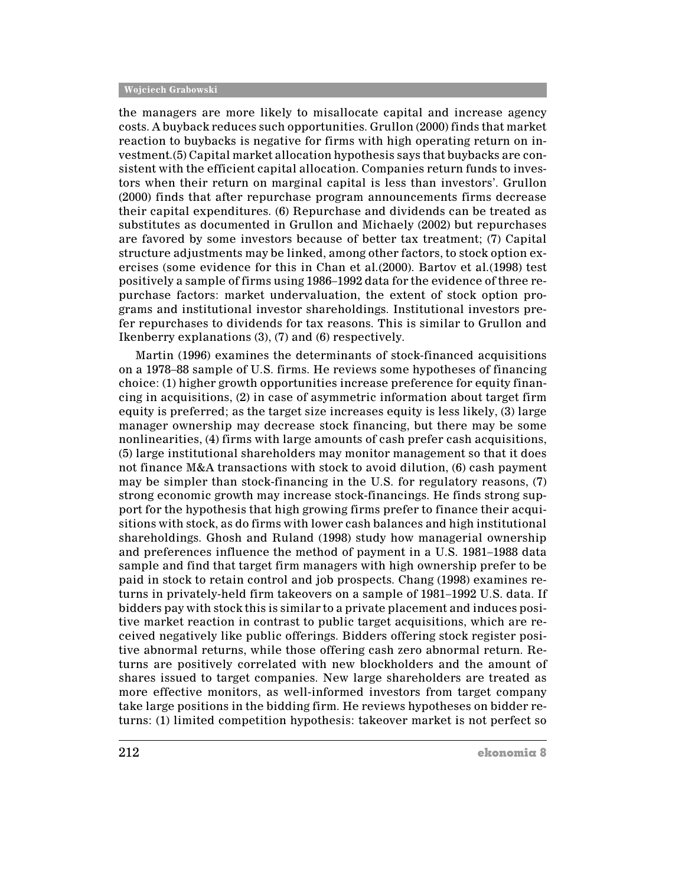the managers are more likely to misallocate capital and increase agency costs. A buyback reduces such opportunities. Grullon (2000) finds that market reaction to buybacks is negative for firms with high operating return on investment.(5) Capital market allocation hypothesis says that buybacks are consistent with the efficient capital allocation. Companies return funds to investors when their return on marginal capital is less than investors'. Grullon (2000) finds that after repurchase program announcements firms decrease their capital expenditures. (6) Repurchase and dividends can be treated as substitutes as documented in Grullon and Michaely (2002) but repurchases are favored by some investors because of better tax treatment; (7) Capital structure adjustments may be linked, among other factors, to stock option exercises (some evidence for this in Chan et al.(2000). Bartov et al.(1998) test positively a sample of firms using 1986–1992 data for the evidence of three repurchase factors: market undervaluation, the extent of stock option programs and institutional investor shareholdings. Institutional investors prefer repurchases to dividends for tax reasons. This is similar to Grullon and Ikenberry explanations (3), (7) and (6) respectively.

Martin (1996) examines the determinants of stock-financed acquisitions on a 1978–88 sample of U.S. firms. He reviews some hypotheses of financing choice: (1) higher growth opportunities increase preference for equity financing in acquisitions, (2) in case of asymmetric information about target firm equity is preferred; as the target size increases equity is less likely, (3) large manager ownership may decrease stock financing, but there may be some nonlinearities, (4) firms with large amounts of cash prefer cash acquisitions, (5) large institutional shareholders may monitor management so that it does not finance M&A transactions with stock to avoid dilution, (6) cash payment may be simpler than stock-financing in the U.S. for regulatory reasons, (7) strong economic growth may increase stock-financings. He finds strong support for the hypothesis that high growing firms prefer to finance their acquisitions with stock, as do firms with lower cash balances and high institutional shareholdings. Ghosh and Ruland (1998) study how managerial ownership and preferences influence the method of payment in a U.S. 1981–1988 data sample and find that target firm managers with high ownership prefer to be paid in stock to retain control and job prospects. Chang (1998) examines returns in privately-held firm takeovers on a sample of 1981–1992 U.S. data. If bidders pay with stock this is similar to a private placement and induces positive market reaction in contrast to public target acquisitions, which are received negatively like public offerings. Bidders offering stock register positive abnormal returns, while those offering cash zero abnormal return. Returns are positively correlated with new blockholders and the amount of shares issued to target companies. New large shareholders are treated as more effective monitors, as well-informed investors from target company take large positions in the bidding firm. He reviews hypotheses on bidder returns: (1) limited competition hypothesis: takeover market is not perfect so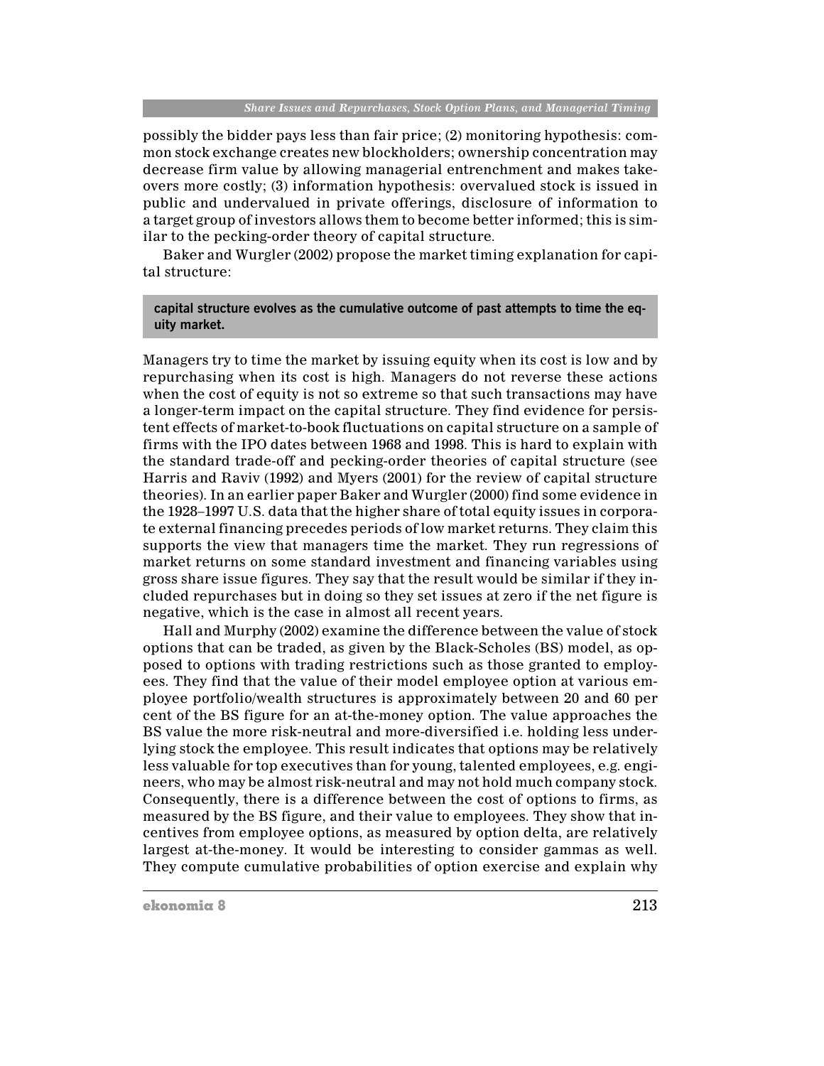possibly the bidder pays less than fair price; (2) monitoring hypothesis: common stock exchange creates new blockholders; ownership concentration may decrease firm value by allowing managerial entrenchment and makes takeovers more costly; (3) information hypothesis: overvalued stock is issued in public and undervalued in private offerings, disclosure of information to a target group of investors allows them to become better informed; this is similar to the pecking-order theory of capital structure.

Baker and Wurgler (2002) propose the market timing explanation for capital structure:

> **capital structure evolves as the cumulative outcome of past attempts to time the equity market.**

Managers try to time the market by issuing equity when its cost is low and by repurchasing when its cost is high. Managers do not reverse these actions when the cost of equity is not so extreme so that such transactions may have a longer-term impact on the capital structure. They find evidence for persistent effects of market-to-book fluctuations on capital structure on a sample of firms with the IPO dates between 1968 and 1998. This is hard to explain with the standard trade-off and pecking-order theories of capital structure (see Harris and Raviv (1992) and Myers (2001) for the review of capital structure theories). In an earlier paper Baker and Wurgler (2000) find some evidence in the 1928–1997 U.S. data that the higher share of total equity issues in corporate external financing precedes periods of low market returns. They claim this supports the view that managers time the market. They run regressions of market returns on some standard investment and financing variables using gross share issue figures. They say that the result would be similar if they included repurchases but in doing so they set issues at zero if the net figure is negative, which is the case in almost all recent years.

Hall and Murphy (2002) examine the difference between the value of stock options that can be traded, as given by the Black-Scholes (BS) model, as opposed to options with trading restrictions such as those granted to employees. They find that the value of their model employee option at various employee portfolio/wealth structures is approximately between 20 and 60 per cent of the BS figure for an at-the-money option. The value approaches the BS value the more risk-neutral and more-diversified i.e. holding less underlying stock the employee. This result indicates that options may be relatively less valuable for top executives than for young, talented employees, e.g. engineers, who may be almost risk-neutral and may not hold much company stock. Consequently, there is a difference between the cost of options to firms, as measured by the BS figure, and their value to employees. They show that incentives from employee options, as measured by option delta, are relatively largest at-the-money. It would be interesting to consider gammas as well. They compute cumulative probabilities of option exercise and explain why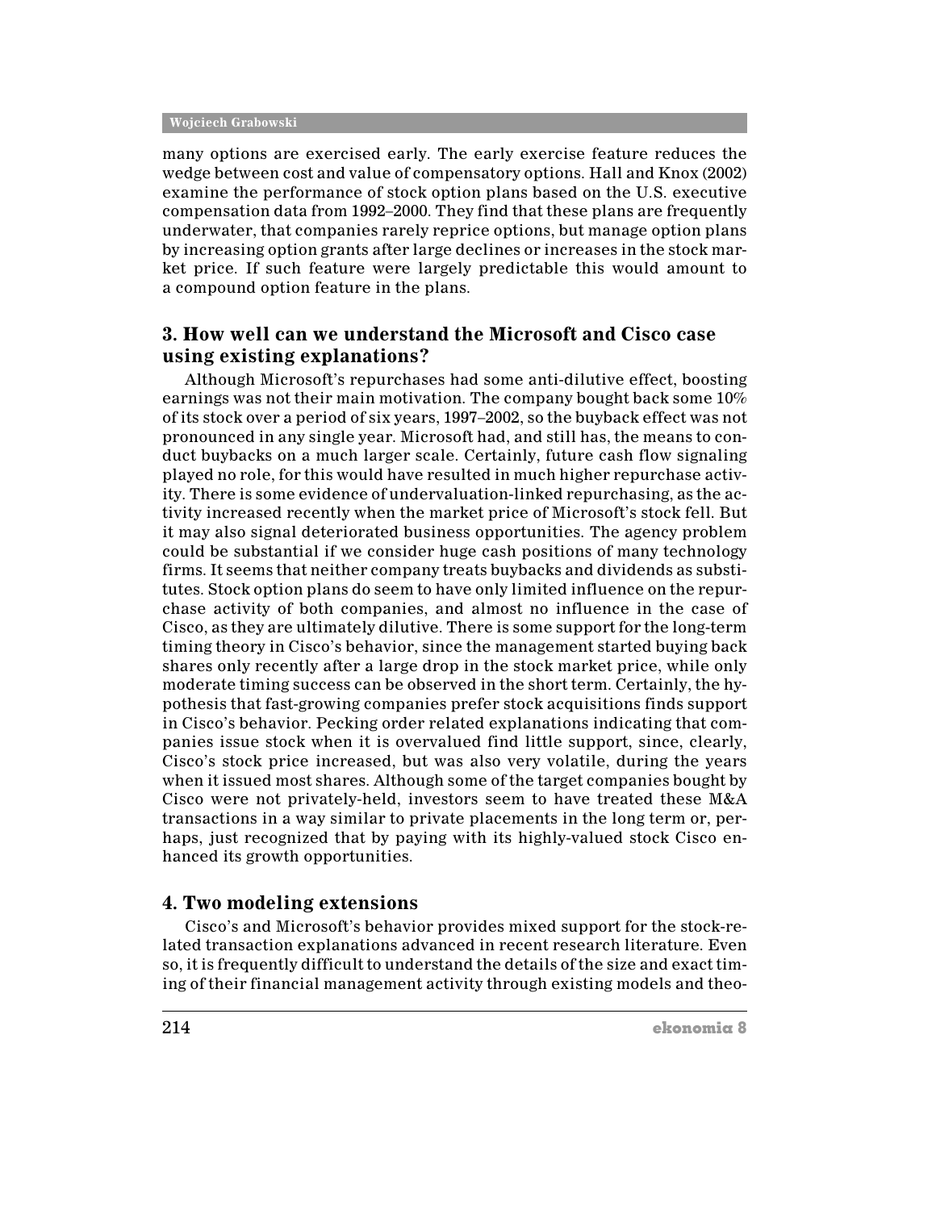many options are exercised early. The early exercise feature reduces the wedge between cost and value of compensatory options. Hall and Knox (2002) examine the performance of stock option plans based on the U.S. executive compensation data from 1992–2000. They find that these plans are frequently underwater, that companies rarely reprice options, but manage option plans by increasing option grants after large declines or increases in the stock market price. If such feature were largely predictable this would amount to a compound option feature in the plans.

## 3. How well can we understand the Microsoft and Cisco case using existing explanations?

Although Microsoft's repurchases had some anti-dilutive effect, boosting earnings was not their main motivation. The company bought back some 10% of its stock over a period of six years, 1997–2002, so the buyback effect was not pronounced in any single year. Microsoft had, and still has, the means to conduct buybacks on a much larger scale. Certainly, future cash flow signaling played no role, for this would have resulted in much higher repurchase activity. There is some evidence of undervaluation-linked repurchasing, as the activity increased recently when the market price of Microsoft's stock fell. But it may also signal deteriorated business opportunities. The agency problem could be substantial if we consider huge cash positions of many technology firms. It seems that neither company treats buybacks and dividends as substitutes. Stock option plans do seem to have only limited influence on the repurchase activity of both companies, and almost no influence in the case of Cisco, as they are ultimately dilutive. There is some support for the long-term timing theory in Cisco's behavior, since the management started buying back shares only recently after a large drop in the stock market price, while only moderate timing success can be observed in the short term. Certainly, the hypothesis that fast-growing companies prefer stock acquisitions finds support in Cisco's behavior. Pecking order related explanations indicating that companies issue stock when it is overvalued find little support, since, clearly, Cisco's stock price increased, but was also very volatile, during the years when it issued most shares. Although some of the target companies bought by Cisco were not privately-held, investors seem to have treated these M&A transactions in a way similar to private placements in the long term or, perhaps, just recognized that by paying with its highly-valued stock Cisco enhanced its growth opportunities.

## 4. Two modeling extensions

Cisco's and Microsoft's behavior provides mixed support for the stock-related transaction explanations advanced in recent research literature. Even so, it is frequently difficult to understand the details of the size and exact timing of their financial management activity through existing models and theo-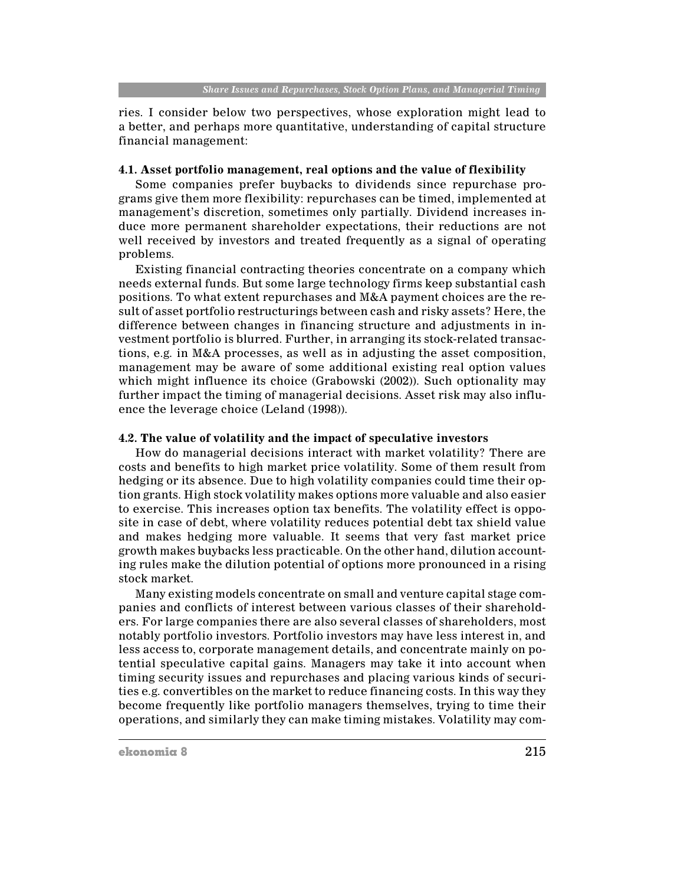ries. I consider below two perspectives, whose exploration might lead to a better, and perhaps more quantitative, understanding of capital structure financial management:

### 4.1. Asset portfolio management, real options and the value of flexibility

Some companies prefer buybacks to dividends since repurchase programs give them more flexibility: repurchases can be timed, implemented at management's discretion, sometimes only partially. Dividend increases induce more permanent shareholder expectations, their reductions are not well received by investors and treated frequently as a signal of operating problems.

Existing financial contracting theories concentrate on a company which needs external funds. But some large technology firms keep substantial cash positions. To what extent repurchases and M&A payment choices are the result of asset portfolio restructurings between cash and risky assets? Here, the difference between changes in financing structure and adjustments in investment portfolio is blurred. Further, in arranging its stock-related transactions, e.g. in M&A processes, as well as in adjusting the asset composition, management may be aware of some additional existing real option values which might influence its choice (Grabowski (2002)). Such optionality may further impact the timing of managerial decisions. Asset risk may also influence the leverage choice (Leland (1998)).

### 4.2. The value of volatility and the impact of speculative investors

How do managerial decisions interact with market volatility? There are costs and benefits to high market price volatility. Some of them result from hedging or its absence. Due to high volatility companies could time their option grants. High stock volatility makes options more valuable and also easier to exercise. This increases option tax benefits. The volatility effect is opposite in case of debt, where volatility reduces potential debt tax shield value and makes hedging more valuable. It seems that very fast market price growth makes buybacks less practicable. On the other hand, dilution accounting rules make the dilution potential of options more pronounced in a rising stock market.

Many existing models concentrate on small and venture capital stage companies and conflicts of interest between various classes of their shareholders. For large companies there are also several classes of shareholders, most notably portfolio investors. Portfolio investors may have less interest in, and less access to, corporate management details, and concentrate mainly on potential speculative capital gains. Managers may take it into account when timing security issues and repurchases and placing various kinds of securities e.g. convertibles on the market to reduce financing costs. In this way they become frequently like portfolio managers themselves, trying to time their operations, and similarly they can make timing mistakes. Volatility may com-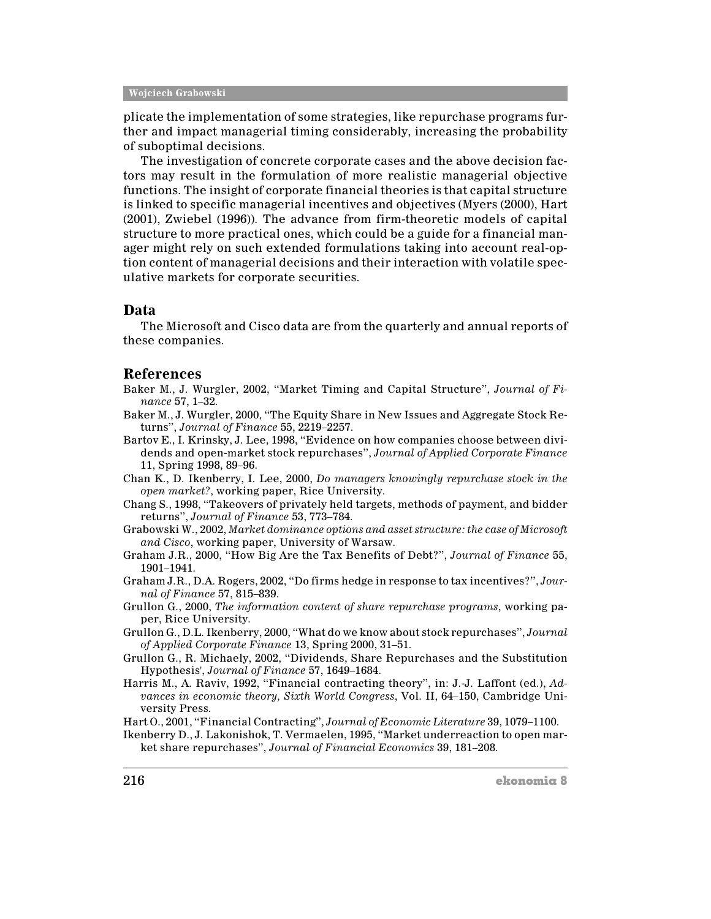plicate the implementation of some strategies, like repurchase programs further and impact managerial timing considerably, increasing the probability of suboptimal decisions.

The investigation of concrete corporate cases and the above decision factors may result in the formulation of more realistic managerial objective functions. The insight of corporate financial theories is that capital structure is linked to specific managerial incentives and objectives (Myers (2000), Hart (2001), Zwiebel (1996)). The advance from firm-theoretic models of capital structure to more practical ones, which could be a guide for a financial manager might rely on such extended formulations taking into account real-option content of managerial decisions and their interaction with volatile speculative markets for corporate securities.

## Data

The Microsoft and Cisco data are from the quarterly and annual reports of these companies.

## References

Baker M., J. Wurgler, 2002, "Market Timing and Capital Structure", *Journal of Finance* 57, 1–32.

Baker M., J. Wurgler, 2000, "The Equity Share in New Issues and Aggregate Stock Returns", *Journal of Finance* 55, 2219–2257.

Bartov E., I. Krinsky, J. Lee, 1998, "Evidence on how companies choose between dividends and open-market stock repurchases", *Journal of Applied Corporate Finance* 11, Spring 1998, 89–96.

Chan K., D. Ikenberry, I. Lee, 2000, *Do managers knowingly repurchase stock in the open market?*, working paper, Rice University.

Chang S., 1998, "Takeovers of privately held targets, methods of payment, and bidder returns", *Journal of Finance* 53, 773–784.

Grabowski W., 2002, *Market dominance options and asset structure: the case of Microsoft and Cisco*, working paper, University of Warsaw.

Graham J.R., 2000, "How Big Are the Tax Benefits of Debt?", *Journal of Finance* 55, 1901–1941.

Graham J.R., D.A. Rogers, 2002, "Do firms hedge in response to tax incentives?", *Journal of Finance* 57, 815–839.

Grullon G., 2000, *The information content of share repurchase programs*, working paper, Rice University.

Grullon G., D.L. Ikenberry, 2000, "What do we know about stock repurchases", *Journal of Applied Corporate Finance* 13, Spring 2000, 31–51.

Grullon G., R. Michaely, 2002, "Dividends, Share Repurchases and the Substitution Hypothesis', *Journal of Finance* 57, 1649–1684.

Harris M., A. Raviv, 1992, "Financial contracting theory", in: J.-J. Laffont (ed.), *Advances in economic theory, Sixth World Congress*, Vol. II, 64–150, Cambridge University Press.

Hart O., 2001, "Financial Contracting", *Journal of Economic Literature* 39, 1079–1100.

Ikenberry D., J. Lakonishok, T. Vermaelen, 1995, "Market underreaction to open market share repurchases", *Journal of Financial Economics* 39, 181–208.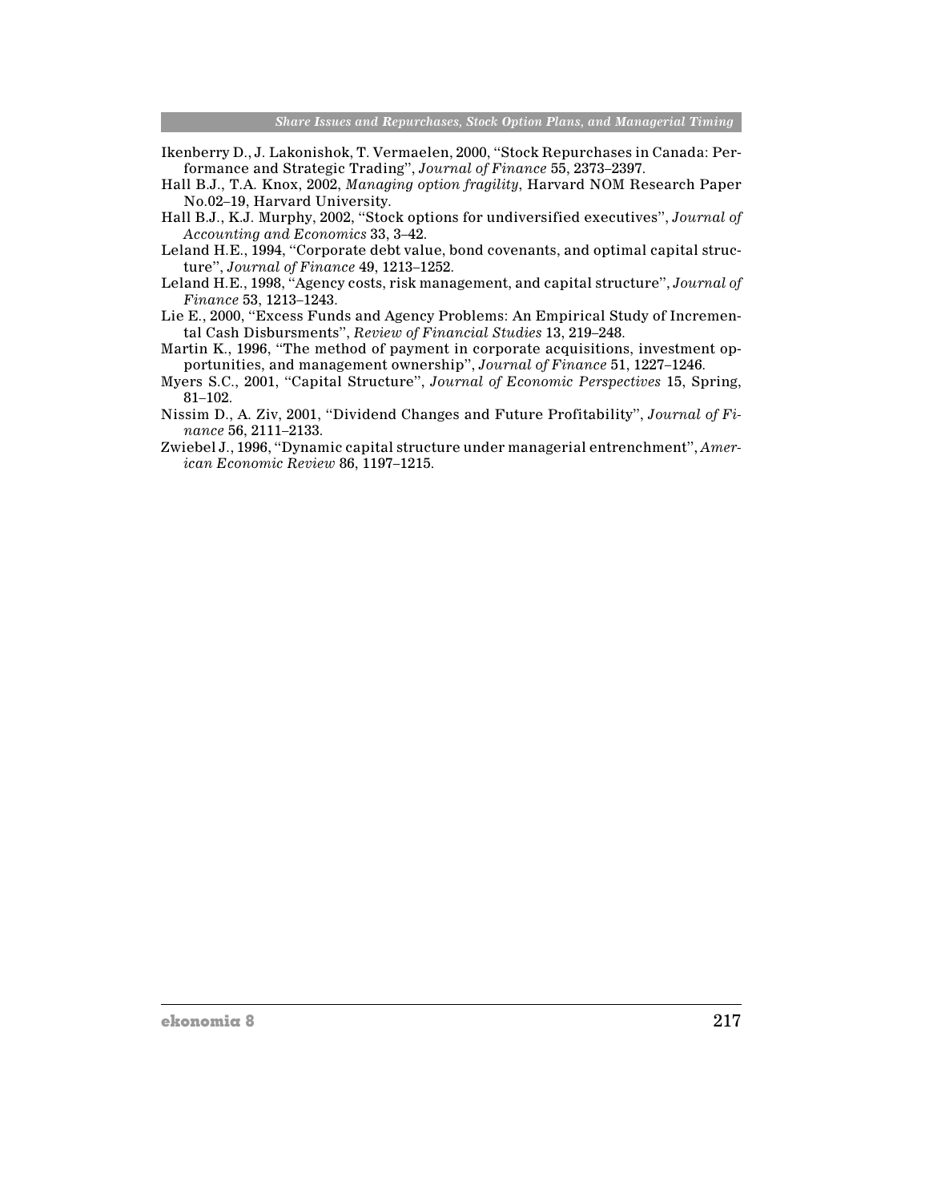Ikenberry D., J. Lakonishok, T. Vermaelen, 2000, "Stock Repurchases in Canada: Performance and Strategic Trading", *Journal of Finance* 55, 2373–2397.

Hall B.J., T.A. Knox, 2002, *Managing option fragility*, Harvard NOM Research Paper No.02–19, Harvard University.

Hall B.J., K.J. Murphy, 2002, "Stock options for undiversified executives", *Journal of Accounting and Economics* 33, 3–42.

Leland H.E., 1994, "Corporate debt value, bond covenants, and optimal capital structure", *Journal of Finance* 49, 1213–1252.

Leland H.E., 1998, "Agency costs, risk management, and capital structure", *Journal of Finance* 53, 1213–1243.

Lie E., 2000, "Excess Funds and Agency Problems: An Empirical Study of Incremental Cash Disbursments", *Review of Financial Studies* 13, 219–248.

Martin K., 1996, "The method of payment in corporate acquisitions, investment opportunities, and management ownership", *Journal of Finance* 51, 1227–1246.

Myers S.C., 2001, "Capital Structure", *Journal of Economic Perspectives* 15, Spring, 81–102.

Nissim D., A. Ziv, 2001, "Dividend Changes and Future Profitability", *Journal of Finance* 56, 2111–2133.

Zwiebel J., 1996, "Dynamic capital structure under managerial entrenchment", *American Economic Review* 86, 1197–1215.